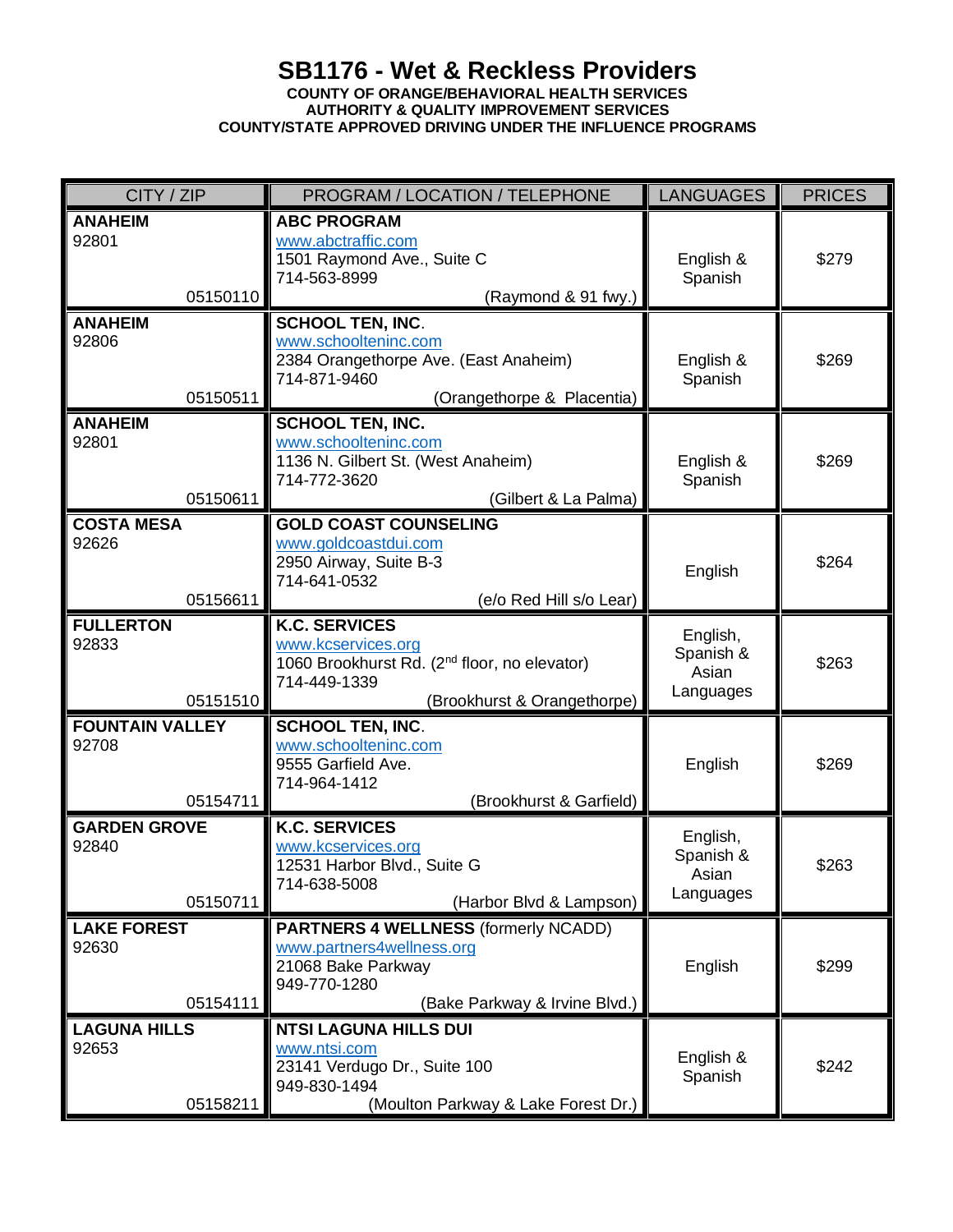# SB1176 - Wet & Reckless Providers

**COUNTY OF ORANGE/BEHAVIORAL HEALTH SERVICES**
**AUTHORITY & QUALITY IMPROVEMENT SERVICES**
**COUNTY/STATE APPROVED DRIVING UNDER THE INFLUENCE PROGRAMS**

| CITY / ZIP | PROGRAM / LOCATION / TELEPHONE | LANGUAGES | PRICES |
|---|---|---|---|
| **ANAHEIM** 92801 05150110 | **ABC PROGRAM** www.abctraffic.com 1501 Raymond Ave., Suite C 714-563-8999 (Raymond & 91 fwy.) | English & Spanish | $279 |
| **ANAHEIM** 92806 05150511 | **SCHOOL TEN, INC.** www.schooltteninc.com 2384 Orangethorpe Ave. (East Anaheim) 714-871-9460 (Orangethorpe & Placentia) | English & Spanish | $269 |
| **ANAHEIM** 92801 05150611 | **SCHOOL TEN, INC.** www.schoolteninc.com 1136 N. Gilbert St. (West Anaheim) 714-772-3620 (Gilbert & La Palma) | English & Spanish | $269 |
| **COSTA MESA** 92626 05156611 | **GOLD COAST COUNSELING** www.goldcoastdui.com 2950 Airway, Suite B-3 714-641-0532 (e/o Red Hill s/o Lear) | English | $264 |
| **FULLERTON** 92833 05151510 | **K.C. SERVICES** www.kcservices.org 1060 Brookhurst Rd. (2nd floor, no elevator) 714-449-1339 (Brookhurst & Orangethorpe) | English, Spanish & Asian Languages | $263 |
| **FOUNTAIN VALLEY** 92708 05154711 | **SCHOOL TEN, INC.** www.schoolteninc.com 9555 Garfield Ave. 714-964-1412 (Brookhurst & Garfield) | English | $269 |
| **GARDEN GROVE** 92840 05150711 | **K.C. SERVICES** www.kcservices.org 12531 Harbor Blvd., Suite G 714-638-5008 (Harbor Blvd & Lampson) | English, Spanish & Asian Languages | $263 |
| **LAKE FOREST** 92630 05154111 | **PARTNERS 4 WELLNESS** (formerly NCADD) www.partners4wellness.org 21068 Bake Parkway 949-770-1280 (Bake Parkway & Irvine Blvd.) | English | $299 |
| **LAGUNA HILLS** 92653 05158211 | **NTSI LAGUNA HILLS DUI** www.ntsi.com 23141 Verdugo Dr., Suite 100 949-830-1494 (Moulton Parkway & Lake Forest Dr.) | English & Spanish | $242 |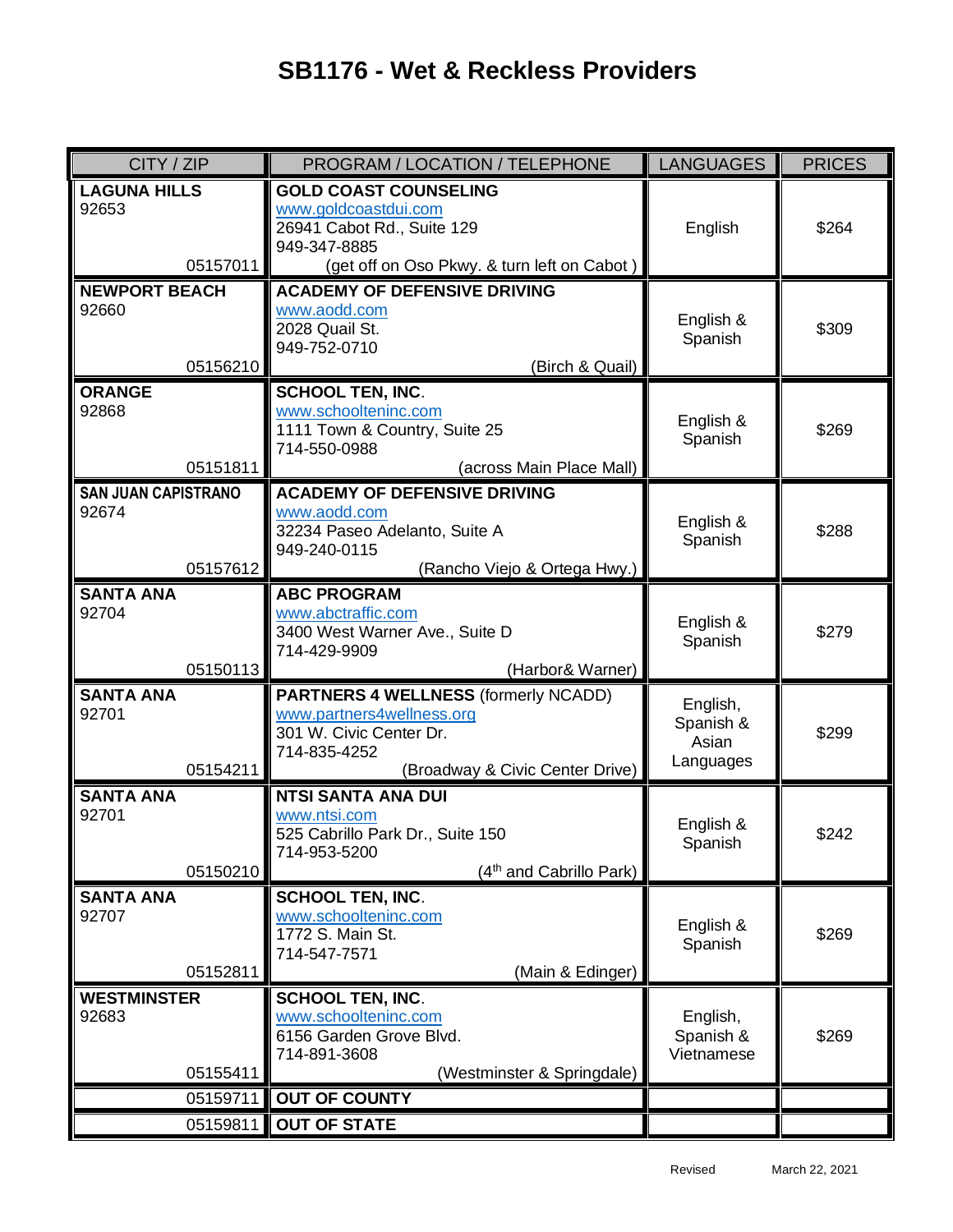# SB1176 - Wet & Reckless Providers

| CITY / ZIP | PROGRAM / LOCATION / TELEPHONE | LANGUAGES | PRICES |
|---|---|---|---|
| **LAGUNA HILLS**<br>92653<br>05157011 | **GOLD COAST COUNSELING**<br>www.goldcoastdui.com<br>26941 Cabot Rd., Suite 129<br>949-347-8885<br>(get off on Oso Pkwy. & turn left on Cabot ) | English | $264 |
| **NEWPORT BEACH**<br>92660<br>05156210 | **ACADEMY OF DEFENSIVE DRIVING**<br>www.aodd.com<br>2028 Quail St.<br>949-752-0710<br>(Birch & Quail) | English & Spanish | $309 |
| **ORANGE**<br>92868<br>05151811 | **SCHOOL TEN, INC**.<br>www.schooltenInc.com<br>1111 Town & Country, Suite 25<br>714-550-0988<br>(across Main Place Mall) | English & Spanish | $269 |
| **SAN JUAN CAPISTRANO**<br>92674<br>05157612 | **ACADEMY OF DEFENSIVE DRIVING**<br>www.aodd.com<br>32234 Paseo Adelanto, Suite A<br>949-240-0115<br>(Rancho Viejo & Ortega Hwy.) | English & Spanish | $288 |
| **SANTA ANA**<br>92704<br>05150113 | **ABC PROGRAM**<br>www.abctraffic.com<br>3400 West Warner Ave., Suite D<br>714-429-9909<br>(Harbor& Warner) | English & Spanish | $279 |
| **SANTA ANA**<br>92701<br>05154211 | **PARTNERS 4 WELLNESS** (formerly NCADD)<br>www.partners4wellness.org<br>301 W. Civic Center Dr.<br>714-835-4252<br>(Broadway & Civic Center Drive) | English, Spanish & Asian Languages | $299 |
| **SANTA ANA**<br>92701<br>05150210 | **NTSI SANTA ANA DUI**<br>www.ntsi.com<br>525 Cabrillo Park Dr., Suite 150<br>714-953-5200<br>(4th and Cabrillo Park) | English & Spanish | $242 |
| **SANTA ANA**<br>92707<br>05152811 | **SCHOOL TEN, INC**.<br>www.schooltenInc.com<br>1772 S. Main St.<br>714-547-7571<br>(Main & Edinger) | English & Spanish | $269 |
| **WESTMINSTER**<br>92683<br>05155411 | **SCHOOL TEN, INC**.<br>www.schooltenInc.com<br>6156 Garden Grove Blvd.<br>714-891-3608<br>(Westminster & Springdale) | English, Spanish & Vietnamese | $269 |
| 05159711 | **OUT OF COUNTY** | | |
| 05159811 | **OUT OF STATE** | | |

Revised March 22, 2021